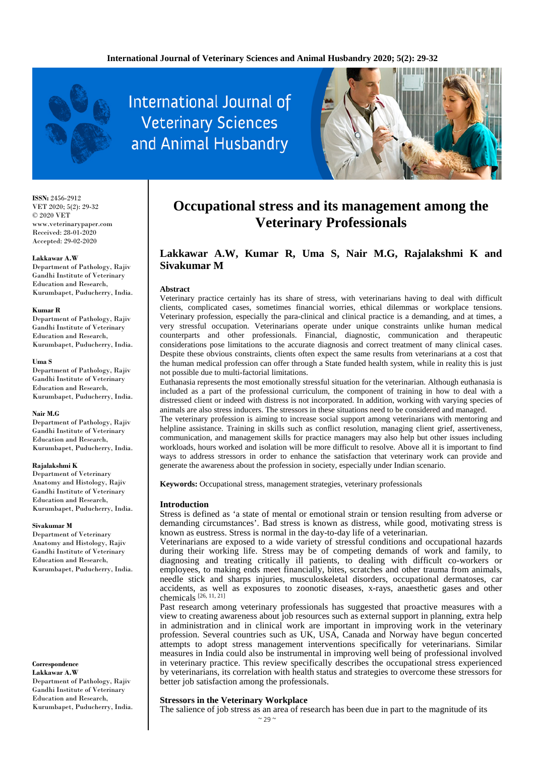ISSN: 2456-2912
VET 2020; 5(2): 29-32
© 2020 VET
www.veterinarypaper.com
Received: 28-01-2020
Accepted: 29-02-2020

**Lakkawar A.W**
Department of Pathology, Rajiv Gandhi Institute of Veterinary Education and Research, Kurumbapet, Puducherry, India.

**Kumar R**
Department of Pathology, Rajiv Gandhi Institute of Veterinary Education and Research, Kurumbapet, Puducherry, India.

**Uma S**
Department of Pathology, Rajiv Gandhi Institute of Veterinary Education and Research, Kurumbapet, Puducherry, India.

**Nair M.G**
Department of Pathology, Rajiv Gandhi Institute of Veterinary Education and Research, Kurumbapet, Puducherry, India.

**Rajalakshmi K**
Department of Veterinary Anatomy and Histology, Rajiv Gandhi Institute of Veterinary Education and Research, Kurumbapet, Puducherry, India.

**Sivakumar M**
Department of Veterinary Anatomy and Histology, Rajiv Gandhi Institute of Veterinary Education and Research, Kurumbapet, Puducherry, India.

**Correspondence**
**Lakkawar A.W**
Department of Pathology, Rajiv Gandhi Institute of Veterinary Education and Research, Kurumbapet, Puducherry, India.

# Occupational stress and its management among the Veterinary Professionals

**Lakkawar A.W, Kumar R, Uma S, Nair M.G, Rajalakshmi K and Sivakumar M**

## Abstract

Veterinary practice certainly has its share of stress, with veterinarians having to deal with difficult clients, complicated cases, sometimes financial worries, ethical dilemmas or workplace tensions. Veterinary profession, especially the para-clinical and clinical practice is a demanding, and at times, a very stressful occupation. Veterinarians operate under unique constraints unlike human medical counterparts and other professionals. Financial, diagnostic, communication and therapeutic considerations pose limitations to the accurate diagnosis and correct treatment of many clinical cases. Despite these obvious constraints, clients often expect the same results from veterinarians at a cost that the human medical profession can offer through a State funded health system, while in reality this is just not possible due to multi-factorial limitations.

Euthanasia represents the most emotionally stressful situation for the veterinarian. Although euthanasia is included as a part of the professional curriculum, the component of training in how to deal with a distressed client or indeed with distress is not incorporated. In addition, working with varying species of animals are also stress inducers. The stressors in these situations need to be considered and managed.

The veterinary profession is aiming to increase social support among veterinarians with mentoring and helpline assistance. Training in skills such as conflict resolution, managing client grief, assertiveness, communication, and management skills for practice managers may also help but other issues including workloads, hours worked and isolation will be more difficult to resolve. Above all it is important to find ways to address stressors in order to enhance the satisfaction that veterinary work can provide and generate the awareness about the profession in society, especially under Indian scenario.

**Keywords:** Occupational stress, management strategies, veterinary professionals

## Introduction

Stress is defined as 'a state of mental or emotional strain or tension resulting from adverse or demanding circumstances'. Bad stress is known as distress, while good, motivating stress is known as eustress. Stress is normal in the day-to-day life of a veterinarian.

Veterinarians are exposed to a wide variety of stressful conditions and occupational hazards during their working life. Stress may be of competing demands of work and family, to diagnosing and treating critically ill patients, to dealing with difficult co-workers or employees, to making ends meet financially, bites, scratches and other trauma from animals, needle stick and sharps injuries, musculoskeletal disorders, occupational dermatoses, car accidents, as well as exposures to zoonotic diseases, x-rays, anaesthetic gases and other chemicals [26, 11, 21]

Past research among veterinary professionals has suggested that proactive measures with a view to creating awareness about job resources such as external support in planning, extra help in administration and in clinical work are important in improving work in the veterinary profession. Several countries such as UK, USA, Canada and Norway have begun concerted attempts to adopt stress management interventions specifically for veterinarians. Similar measures in India could also be instrumental in improving well being of professional involved in veterinary practice. This review specifically describes the occupational stress experienced by veterinarians, its correlation with health status and strategies to overcome these stressors for better job satisfaction among the professionals.

## Stressors in the Veterinary Workplace

The salience of job stress as an area of research has been due in part to the magnitude of its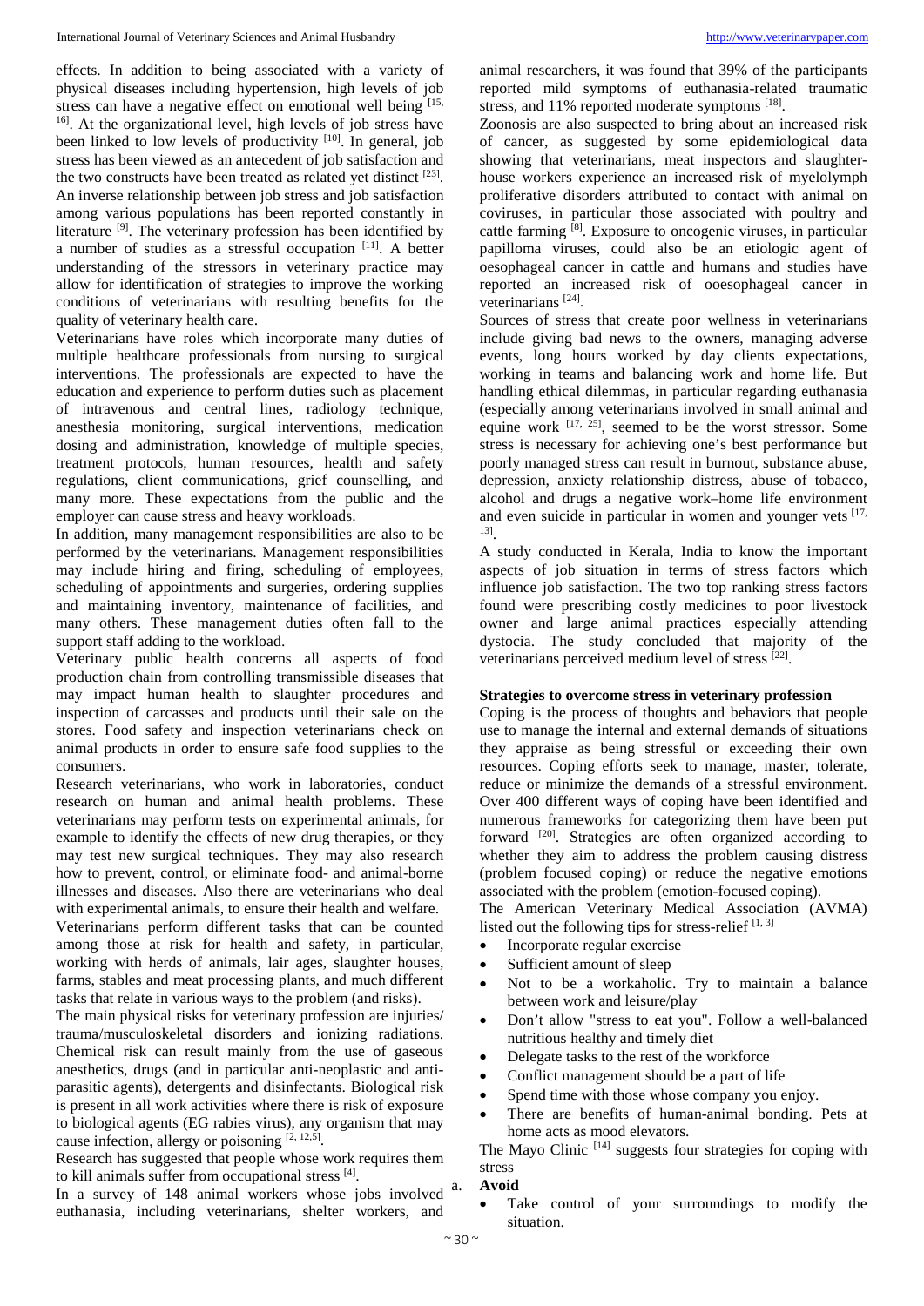effects. In addition to being associated with a variety of physical diseases including hypertension, high levels of job stress can have a negative effect on emotional well being [15, 16]. At the organizational level, high levels of job stress have been linked to low levels of productivity [10]. In general, job stress has been viewed as an antecedent of job satisfaction and the two constructs have been treated as related yet distinct [23]. An inverse relationship between job stress and job satisfaction among various populations has been reported constantly in literature [9]. The veterinary profession has been identified by a number of studies as a stressful occupation [11]. A better understanding of the stressors in veterinary practice may allow for identification of strategies to improve the working conditions of veterinarians with resulting benefits for the quality of veterinary health care.

Veterinarians have roles which incorporate many duties of multiple healthcare professionals from nursing to surgical interventions. The professionals are expected to have the education and experience to perform duties such as placement of intravenous and central lines, radiology technique, anesthesia monitoring, surgical interventions, medication dosing and administration, knowledge of multiple species, treatment protocols, human resources, health and safety regulations, client communications, grief counselling, and many more. These expectations from the public and the employer can cause stress and heavy workloads.

In addition, many management responsibilities are also to be performed by the veterinarians. Management responsibilities may include hiring and firing, scheduling of employees, scheduling of appointments and surgeries, ordering supplies and maintaining inventory, maintenance of facilities, and many others. These management duties often fall to the support staff adding to the workload.

Veterinary public health concerns all aspects of food production chain from controlling transmissible diseases that may impact human health to slaughter procedures and inspection of carcasses and products until their sale on the stores. Food safety and inspection veterinarians check on animal products in order to ensure safe food supplies to the consumers.

Research veterinarians, who work in laboratories, conduct research on human and animal health problems. These veterinarians may perform tests on experimental animals, for example to identify the effects of new drug therapies, or they may test new surgical techniques. They may also research how to prevent, control, or eliminate food- and animal-borne illnesses and diseases. Also there are veterinarians who deal with experimental animals, to ensure their health and welfare.

Veterinarians perform different tasks that can be counted among those at risk for health and safety, in particular, working with herds of animals, lair ages, slaughter houses, farms, stables and meat processing plants, and much different tasks that relate in various ways to the problem (and risks).

The main physical risks for veterinary profession are injuries/ trauma/musculoskeletal disorders and ionizing radiations. Chemical risk can result mainly from the use of gaseous anesthetics, drugs (and in particular anti-neoplastic and anti-parasitic agents), detergents and disinfectants. Biological risk is present in all work activities where there is risk of exposure to biological agents (EG rabies virus), any organism that may cause infection, allergy or poisoning [2, 12,5].

Research has suggested that people whose work requires them to kill animals suffer from occupational stress [4].

In a survey of 148 animal workers whose jobs involved euthanasia, including veterinarians, shelter workers, and animal researchers, it was found that 39% of the participants reported mild symptoms of euthanasia-related traumatic stress, and 11% reported moderate symptoms [18].

Zoonosis are also suspected to bring about an increased risk of cancer, as suggested by some epidemiological data showing that veterinarians, meat inspectors and slaughter-house workers experience an increased risk of myelolymph proliferative disorders attributed to contact with animal on coviruses, in particular those associated with poultry and cattle farming [8]. Exposure to oncogenic viruses, in particular papilloma viruses, could also be an etiologic agent of oesophageal cancer in cattle and humans and studies have reported an increased risk of ooesophageal cancer in veterinarians [24].

Sources of stress that create poor wellness in veterinarians include giving bad news to the owners, managing adverse events, long hours worked by day clients expectations, working in teams and balancing work and home life. But handling ethical dilemmas, in particular regarding euthanasia (especially among veterinarians involved in small animal and equine work [17, 25], seemed to be the worst stressor. Some stress is necessary for achieving one's best performance but poorly managed stress can result in burnout, substance abuse, depression, anxiety relationship distress, abuse of tobacco, alcohol and drugs a negative work–home life environment and even suicide in particular in women and younger vets [17, 13].

A study conducted in Kerala, India to know the important aspects of job situation in terms of stress factors which influence job satisfaction. The two top ranking stress factors found were prescribing costly medicines to poor livestock owner and large animal practices especially attending dystocia. The study concluded that majority of the veterinarians perceived medium level of stress [22].

### Strategies to overcome stress in veterinary profession

Coping is the process of thoughts and behaviors that people use to manage the internal and external demands of situations they appraise as being stressful or exceeding their own resources. Coping efforts seek to manage, master, tolerate, reduce or minimize the demands of a stressful environment. Over 400 different ways of coping have been identified and numerous frameworks for categorizing them have been put forward [20]. Strategies are often organized according to whether they aim to address the problem causing distress (problem focused coping) or reduce the negative emotions associated with the problem (emotion-focused coping).

The American Veterinary Medical Association (AVMA) listed out the following tips for stress-relief [1, 3]

- Incorporate regular exercise
- Sufficient amount of sleep
- Not to be a workaholic. Try to maintain a balance between work and leisure/play
- Don't allow "stress to eat you". Follow a well-balanced nutritious healthy and timely diet
- Delegate tasks to the rest of the workforce
- Conflict management should be a part of life
- Spend time with those whose company you enjoy.
- There are benefits of human-animal bonding. Pets at home acts as mood elevators.

The Mayo Clinic [14] suggests four strategies for coping with stress

a. **Avoid**
   - Take control of your surroundings to modify the situation.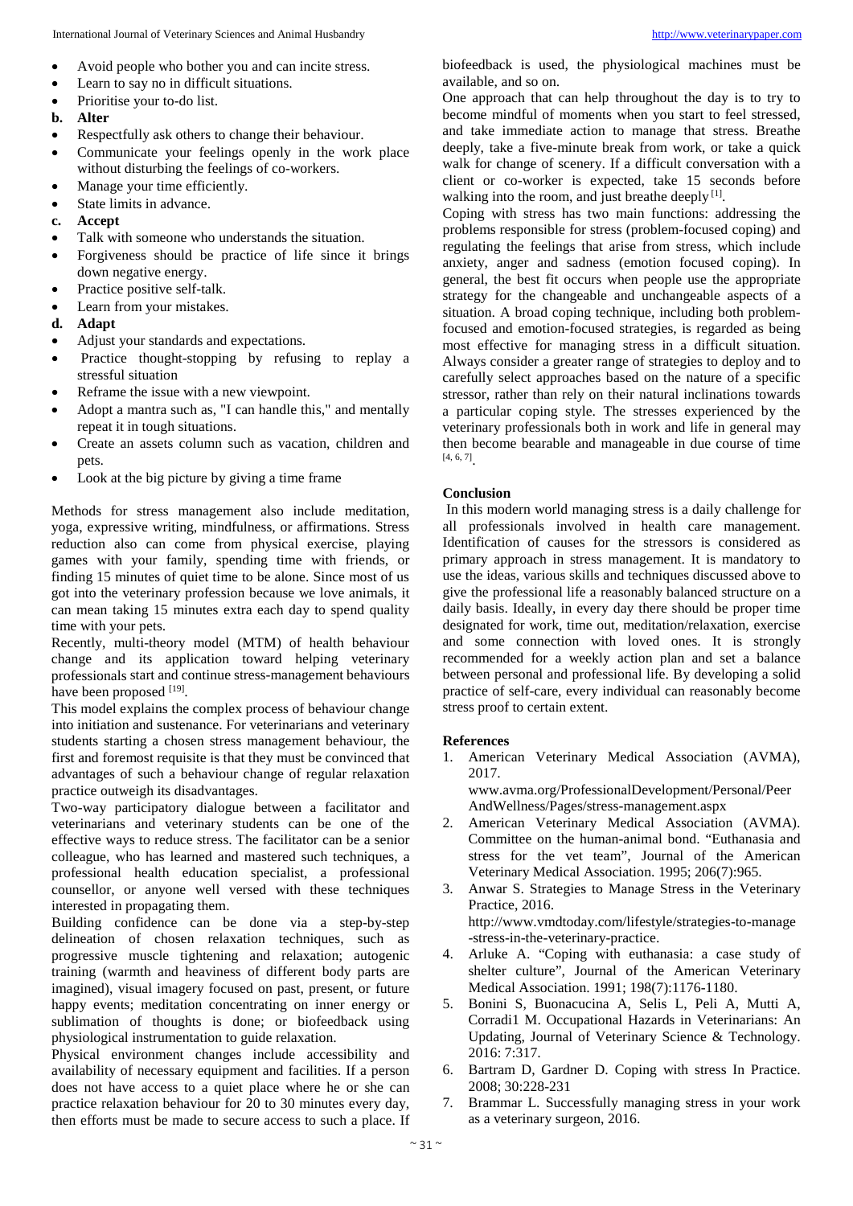- Avoid people who bother you and can incite stress.
- Learn to say no in difficult situations.
- Prioritise your to-do list.

**b. Alter**

- Respectfully ask others to change their behaviour.
- Communicate your feelings openly in the work place without disturbing the feelings of co-workers.
- Manage your time efficiently.
- State limits in advance.

**c. Accept**

- Talk with someone who understands the situation.
- Forgiveness should be practice of life since it brings down negative energy.
- Practice positive self-talk.
- Learn from your mistakes.

**d. Adapt**

- Adjust your standards and expectations.
- Practice thought-stopping by refusing to replay a stressful situation
- Reframe the issue with a new viewpoint.
- Adopt a mantra such as, "I can handle this," and mentally repeat it in tough situations.
- Create an assets column such as vacation, children and pets.
- Look at the big picture by giving a time frame

Methods for stress management also include meditation, yoga, expressive writing, mindfulness, or affirmations. Stress reduction also can come from physical exercise, playing games with your family, spending time with friends, or finding 15 minutes of quiet time to be alone. Since most of us got into the veterinary profession because we love animals, it can mean taking 15 minutes extra each day to spend quality time with your pets.

Recently, multi-theory model (MTM) of health behaviour change and its application toward helping veterinary professionals start and continue stress-management behaviours have been proposed [19].

This model explains the complex process of behaviour change into initiation and sustenance. For veterinarians and veterinary students starting a chosen stress management behaviour, the first and foremost requisite is that they must be convinced that advantages of such a behaviour change of regular relaxation practice outweigh its disadvantages.

Two-way participatory dialogue between a facilitator and veterinarians and veterinary students can be one of the effective ways to reduce stress. The facilitator can be a senior colleague, who has learned and mastered such techniques, a professional health education specialist, a professional counsellor, or anyone well versed with these techniques interested in propagating them.

Building confidence can be done via a step-by-step delineation of chosen relaxation techniques, such as progressive muscle tightening and relaxation; autogenic training (warmth and heaviness of different body parts are imagined), visual imagery focused on past, present, or future happy events; meditation concentrating on inner energy or sublimation of thoughts is done; or biofeedback using physiological instrumentation to guide relaxation.

Physical environment changes include accessibility and availability of necessary equipment and facilities. If a person does not have access to a quiet place where he or she can practice relaxation behaviour for 20 to 30 minutes every day, then efforts must be made to secure access to such a place. If biofeedback is used, the physiological machines must be available, and so on.

One approach that can help throughout the day is to try to become mindful of moments when you start to feel stressed, and take immediate action to manage that stress. Breathe deeply, take a five-minute break from work, or take a quick walk for change of scenery. If a difficult conversation with a client or co-worker is expected, take 15 seconds before walking into the room, and just breathe deeply [1].

Coping with stress has two main functions: addressing the problems responsible for stress (problem-focused coping) and regulating the feelings that arise from stress, which include anxiety, anger and sadness (emotion focused coping). In general, the best fit occurs when people use the appropriate strategy for the changeable and unchangeable aspects of a situation. A broad coping technique, including both problem-focused and emotion-focused strategies, is regarded as being most effective for managing stress in a difficult situation. Always consider a greater range of strategies to deploy and to carefully select approaches based on the nature of a specific stressor, rather than rely on their natural inclinations towards a particular coping style. The stresses experienced by the veterinary professionals both in work and life in general may then become bearable and manageable in due course of time [4, 6, 7].

## Conclusion

In this modern world managing stress is a daily challenge for all professionals involved in health care management. Identification of causes for the stressors is considered as primary approach in stress management. It is mandatory to use the ideas, various skills and techniques discussed above to give the professional life a reasonably balanced structure on a daily basis. Ideally, in every day there should be proper time designated for work, time out, meditation/relaxation, exercise and some connection with loved ones. It is strongly recommended for a weekly action plan and set a balance between personal and professional life. By developing a solid practice of self-care, every individual can reasonably become stress proof to certain extent.

## References

1. American Veterinary Medical Association (AVMA), 2017. www.avma.org/ProfessionalDevelopment/Personal/PeerAndWellness/Pages/stress-management.aspx
2. American Veterinary Medical Association (AVMA). Committee on the human-animal bond. "Euthanasia and stress for the vet team", Journal of the American Veterinary Medical Association. 1995; 206(7):965.
3. Anwar S. Strategies to Manage Stress in the Veterinary Practice, 2016. http://www.vmdtoday.com/lifestyle/strategies-to-manage-stress-in-the-veterinary-practice.
4. Arluke A. "Coping with euthanasia: a case study of shelter culture", Journal of the American Veterinary Medical Association. 1991; 198(7):1176-1180.
5. Bonini S, Buonacucina A, Selis L, Peli A, Mutti A, Corradi1 M. Occupational Hazards in Veterinarians: An Updating, Journal of Veterinary Science & Technology. 2016: 7:317.
6. Bartram D, Gardner D. Coping with stress In Practice. 2008; 30:228-231
7. Brammar L. Successfully managing stress in your work as a veterinary surgeon, 2016.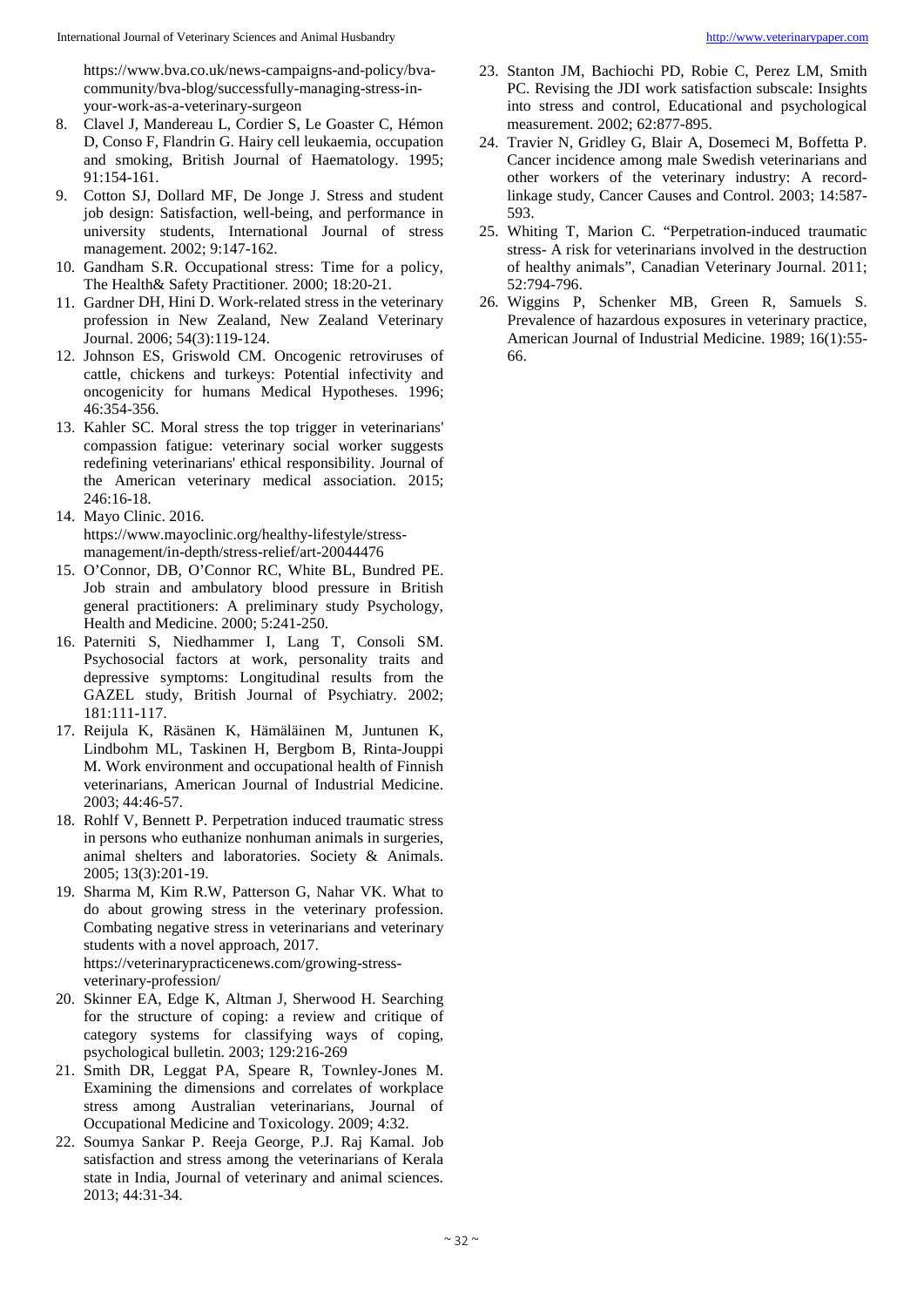https://www.bva.co.uk/news-campaigns-and-policy/bva-community/bva-blog/successfully-managing-stress-in-your-work-as-a-veterinary-surgeon

8. Clavel J, Mandereau L, Cordier S, Le Goaster C, Hémon D, Conso F, Flandrin G. Hairy cell leukaemia, occupation and smoking, British Journal of Haematology. 1995; 91:154-161.
9. Cotton SJ, Dollard MF, De Jonge J. Stress and student job design: Satisfaction, well-being, and performance in university students, International Journal of stress management. 2002; 9:147-162.
10. Gandham S.R. Occupational stress: Time for a policy, The Health& Safety Practitioner. 2000; 18:20-21.
11. Gardner DH, Hini D. Work-related stress in the veterinary profession in New Zealand, New Zealand Veterinary Journal. 2006; 54(3):119-124.
12. Johnson ES, Griswold CM. Oncogenic retroviruses of cattle, chickens and turkeys: Potential infectivity and oncogenicity for humans Medical Hypotheses. 1996; 46:354-356.
13. Kahler SC. Moral stress the top trigger in veterinarians' compassion fatigue: veterinary social worker suggests redefining veterinarians' ethical responsibility. Journal of the American veterinary medical association. 2015; 246:16-18.
14. Mayo Clinic. 2016. https://www.mayoclinic.org/healthy-lifestyle/stress-management/in-depth/stress-relief/art-20044476
15. O'Connor, DB, O'Connor RC, White BL, Bundred PE. Job strain and ambulatory blood pressure in British general practitioners: A preliminary study Psychology, Health and Medicine. 2000; 5:241-250.
16. Paterniti S, Niedhammer I, Lang T, Consoli SM. Psychosocial factors at work, personality traits and depressive symptoms: Longitudinal results from the GAZEL study, British Journal of Psychiatry. 2002; 181:111-117.
17. Reijula K, Räsänen K, Hämäläinen M, Juntunen K, Lindbohm ML, Taskinen H, Bergbom B, Rinta-Jouppi M. Work environment and occupational health of Finnish veterinarians, American Journal of Industrial Medicine. 2003; 44:46-57.
18. Rohlf V, Bennett P. Perpetration induced traumatic stress in persons who euthanize nonhuman animals in surgeries, animal shelters and laboratories. Society & Animals. 2005; 13(3):201-19.
19. Sharma M, Kim R.W, Patterson G, Nahar VK. What to do about growing stress in the veterinary profession. Combating negative stress in veterinarians and veterinary students with a novel approach, 2017. https://veterinarypracticenews.com/growing-stress-veterinary-profession/
20. Skinner EA, Edge K, Altman J, Sherwood H. Searching for the structure of coping: a review and critique of category systems for classifying ways of coping, psychological bulletin. 2003; 129:216-269
21. Smith DR, Leggat PA, Speare R, Townley-Jones M. Examining the dimensions and correlates of workplace stress among Australian veterinarians, Journal of Occupational Medicine and Toxicology. 2009; 4:32.
22. Soumya Sankar P. Reeja George, P.J. Raj Kamal. Job satisfaction and stress among the veterinarians of Kerala state in India, Journal of veterinary and animal sciences. 2013; 44:31-34.
23. Stanton JM, Bachiochi PD, Robie C, Perez LM, Smith PC. Revising the JDI work satisfaction subscale: Insights into stress and control, Educational and psychological measurement. 2002; 62:877-895.
24. Travier N, Gridley G, Blair A, Dosemeci M, Boffetta P. Cancer incidence among male Swedish veterinarians and other workers of the veterinary industry: A record-linkage study, Cancer Causes and Control. 2003; 14:587-593.
25. Whiting T, Marion C. "Perpetration-induced traumatic stress- A risk for veterinarians involved in the destruction of healthy animals", Canadian Veterinary Journal. 2011; 52:794-796.
26. Wiggins P, Schenker MB, Green R, Samuels S. Prevalence of hazardous exposures in veterinary practice, American Journal of Industrial Medicine. 1989; 16(1):55-66.